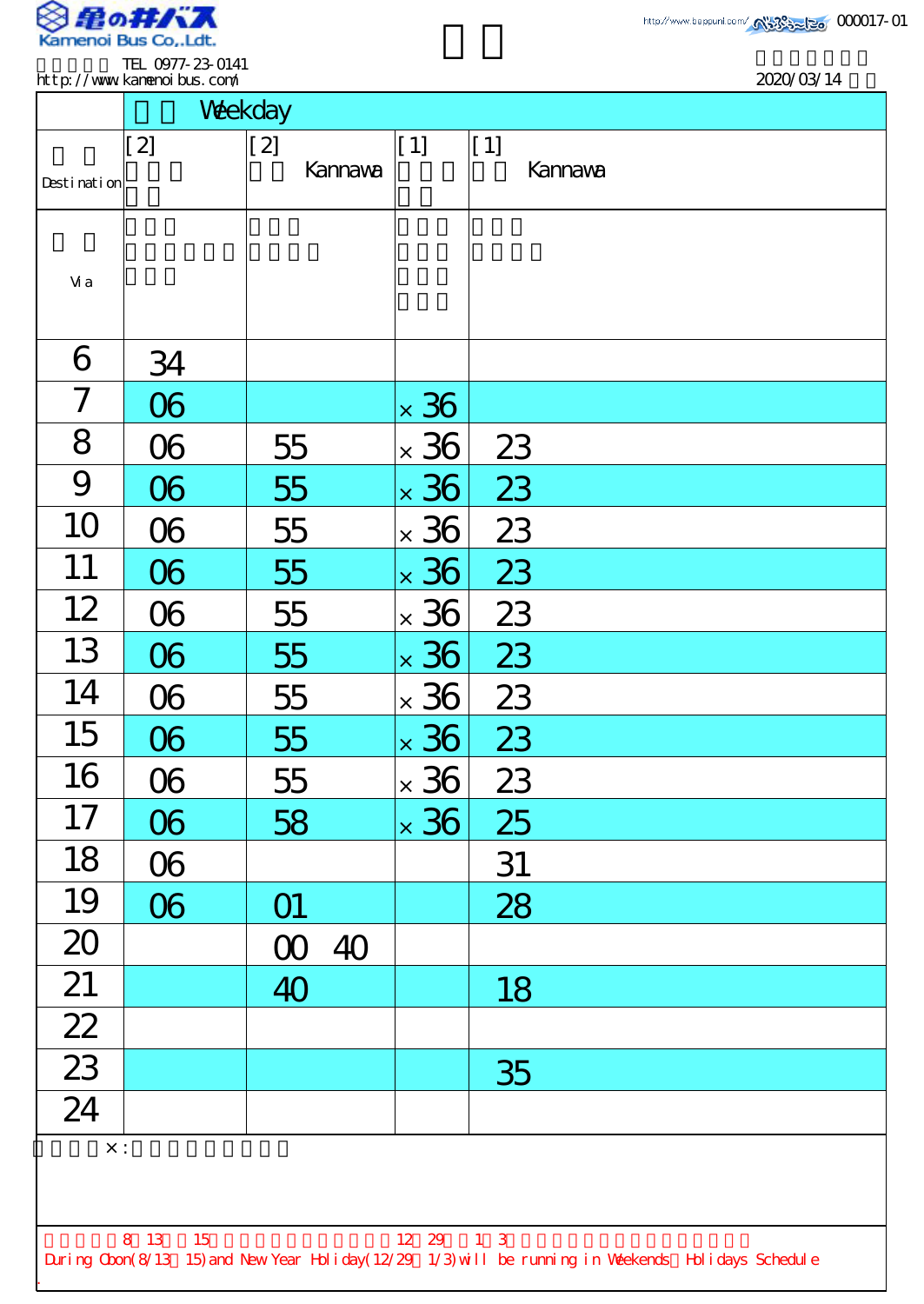亀の井バス
Kamenoi Bus Co.,Ldt.

TEL 0977-23-0141
http://www.kamenoibus.com/

000017-01

2020/03/14

| Destination | [2] | [2] Kannawa | [1] | [1] Kannawa |
|---|---|---|---|---|
| Via | | | | |
| 6 | 34 | | | |
| 7 | 06 | | ×36 | |
| 8 | 06 | 55 | ×36 | 23 |
| 9 | 06 | 55 | ×36 | 23 |
| 10 | 06 | 55 | ×36 | 23 |
| 11 | 06 | 55 | ×36 | 23 |
| 12 | 06 | 55 | ×36 | 23 |
| 13 | 06 | 55 | ×36 | 23 |
| 14 | 06 | 55 | ×36 | 23 |
| 15 | 06 | 55 | ×36 | 23 |
| 16 | 06 | 55 | ×36 | 23 |
| 17 | 06 | 58 | ×36 | 25 |
| 18 | 06 | | | 31 |
| 19 | 06 | 01 | | 28 |
| 20 | | 00 40 | | |
| 21 | | 40 | | 18 |
| 22 | | | | |
| 23 | | | | 35 |
| 24 | | | | |

×:

8 13 15 12 29 1 3

During Obon(8/13～15) and New Year Holiday(12/29～1/3) will be running in Weekends・Holidays Schedule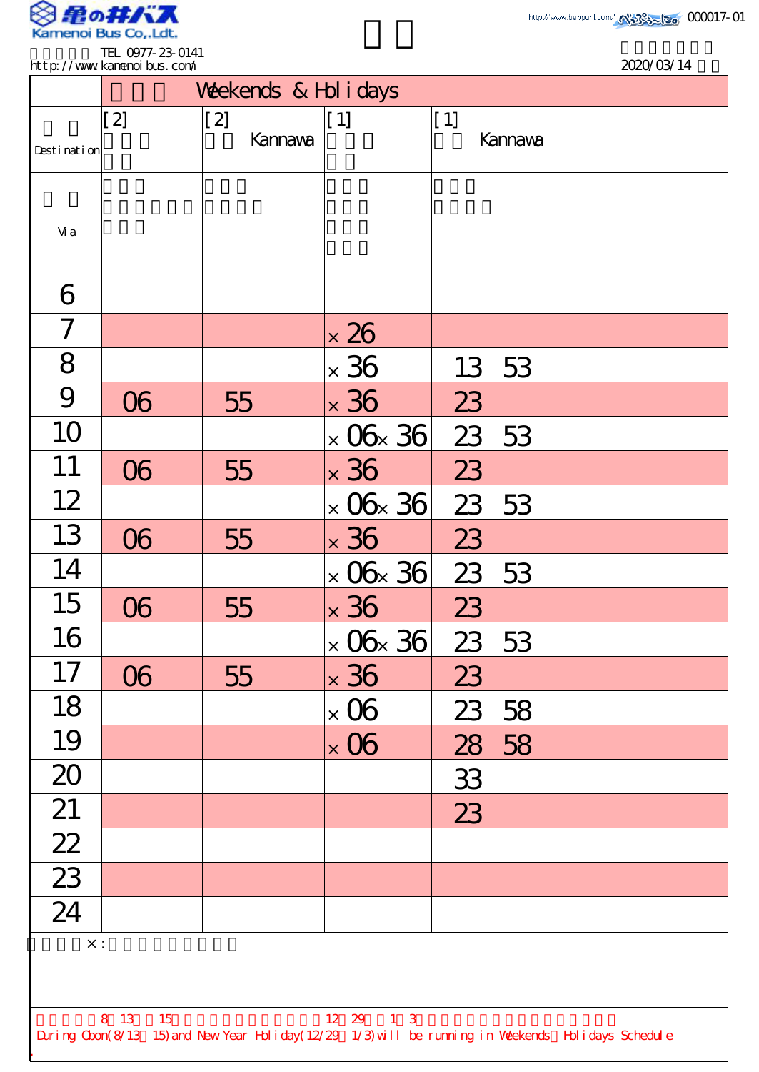Kamenoi Bus Co,.Ldt.

□□□□□ TEL 0977-23-0141
http://www.kamenoibus.com/

# □□

000017-01

□□□□□□□
2020/03/14 □□

| □□□ Weekends & Holidays | | | | |
|---|---|---|---|---|
| □□ Destination | [2] □□□ □□ | [2] □□ Kannawa | [1] □□□ □□ | [1] □□ Kannawa |
| □□ Via | □□□ □□□□□□ □□□ | □□□ □□□□ | □□□ □□□ □□□ □□□ | □□□ □□□□ |
| 6 | | | | |
| 7 | | | ×26 | |
| 8 | | | ×36 | 13 53 |
| 9 | 06 | 55 | ×36 | 23 |
| 10 | | | ×06 ×36 | 23 53 |
| 11 | 06 | 55 | ×36 | 23 |
| 12 | | | ×06 ×36 | 23 53 |
| 13 | 06 | 55 | ×36 | 23 |
| 14 | | | ×06 ×36 | 23 53 |
| 15 | 06 | 55 | ×36 | 23 |
| 16 | | | ×06 ×36 | 23 53 |
| 17 | 06 | 55 | ×36 | 23 |
| 18 | | | ×06 | 23 58 |
| 19 | | | ×06 | 28 58 |
| 20 | | | | 33 |
| 21 | | | | 23 |
| 22 | | | | |
| 23 | | | | |
| 24 | | | | |

□□□□×:□□□□□□□□□□

□□□□□8□13□□15□□□□□□□□□□□□12□29□□1□3□□□□□□□□□□□□□□□□□□
During Obon(8/13□15)and New Year Holiday(12/29□1/3)will be running in Weekends□Holidays Schedule